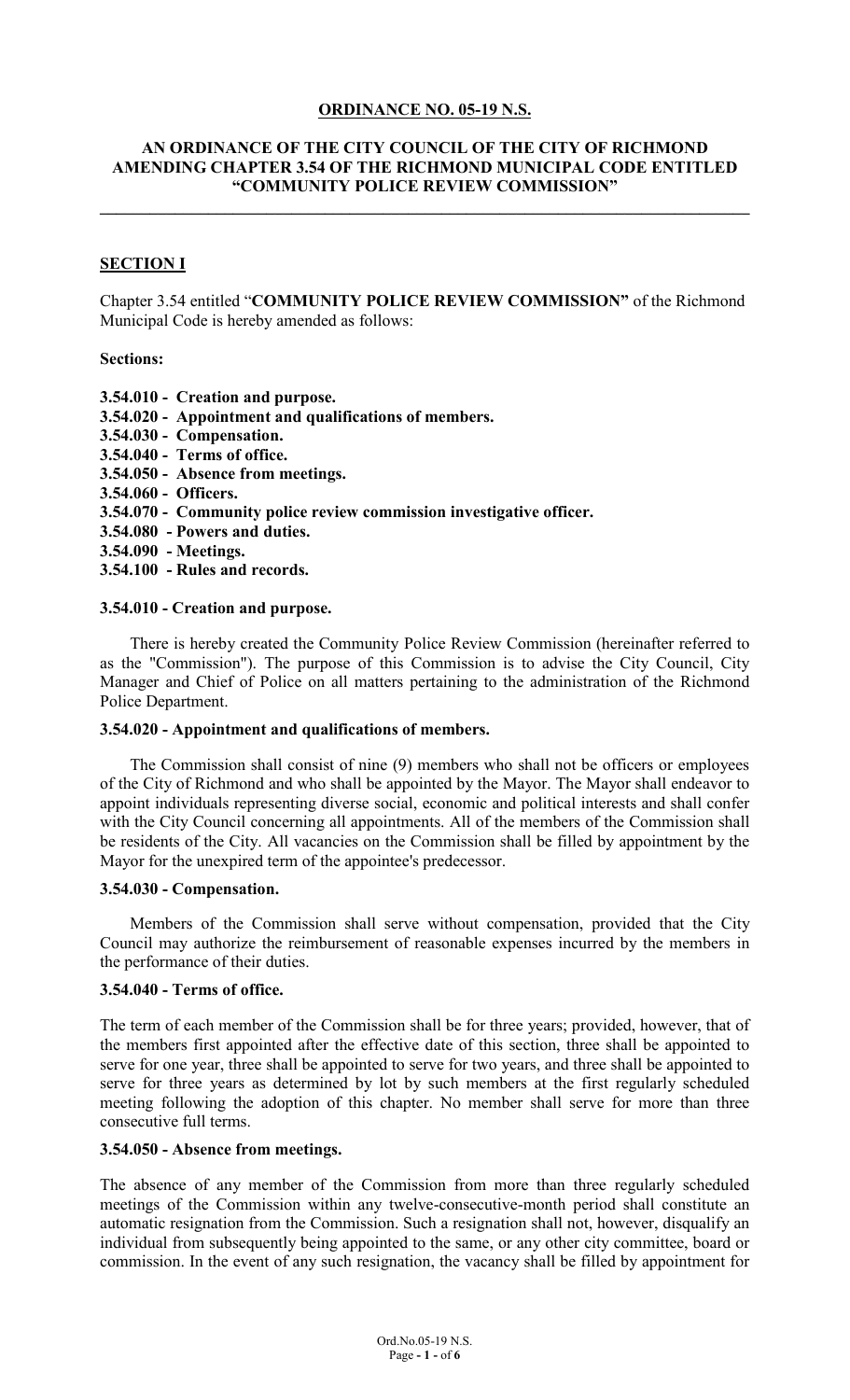**ORDINANCE NO. 05-19 N.S.**

**AN ORDINANCE OF THE CITY COUNCIL OF THE CITY OF RICHMOND AMENDING CHAPTER 3.54 OF THE RICHMOND MUNICIPAL CODE ENTITLED "COMMUNITY POLICE REVIEW COMMISSION"**

---

**SECTION I**

Chapter 3.54 entitled "**COMMUNITY POLICE REVIEW COMMISSION"** of the Richmond Municipal Code is hereby amended as follows:

**Sections:**

**3.54.010 - Creation and purpose.**
**3.54.020 - Appointment and qualifications of members.**
**3.54.030 - Compensation.**
**3.54.040 - Terms of office.**
**3.54.050 - Absence from meetings.**
**3.54.060 - Officers.**
**3.54.070 - Community police review commission investigative officer.**
**3.54.080 - Powers and duties.**
**3.54.090 - Meetings.**
**3.54.100 - Rules and records.**

**3.54.010 - Creation and purpose.**

There is hereby created the Community Police Review Commission (hereinafter referred to as the "Commission"). The purpose of this Commission is to advise the City Council, City Manager and Chief of Police on all matters pertaining to the administration of the Richmond Police Department.

**3.54.020 - Appointment and qualifications of members.**

The Commission shall consist of nine (9) members who shall not be officers or employees of the City of Richmond and who shall be appointed by the Mayor. The Mayor shall endeavor to appoint individuals representing diverse social, economic and political interests and shall confer with the City Council concerning all appointments. All of the members of the Commission shall be residents of the City. All vacancies on the Commission shall be filled by appointment by the Mayor for the unexpired term of the appointee's predecessor.

**3.54.030 - Compensation.**

Members of the Commission shall serve without compensation, provided that the City Council may authorize the reimbursement of reasonable expenses incurred by the members in the performance of their duties.

**3.54.040 - Terms of office.**

The term of each member of the Commission shall be for three years; provided, however, that of the members first appointed after the effective date of this section, three shall be appointed to serve for one year, three shall be appointed to serve for two years, and three shall be appointed to serve for three years as determined by lot by such members at the first regularly scheduled meeting following the adoption of this chapter. No member shall serve for more than three consecutive full terms.

**3.54.050 - Absence from meetings.**

The absence of any member of the Commission from more than three regularly scheduled meetings of the Commission within any twelve-consecutive-month period shall constitute an automatic resignation from the Commission. Such a resignation shall not, however, disqualify an individual from subsequently being appointed to the same, or any other city committee, board or commission. In the event of any such resignation, the vacancy shall be filled by appointment for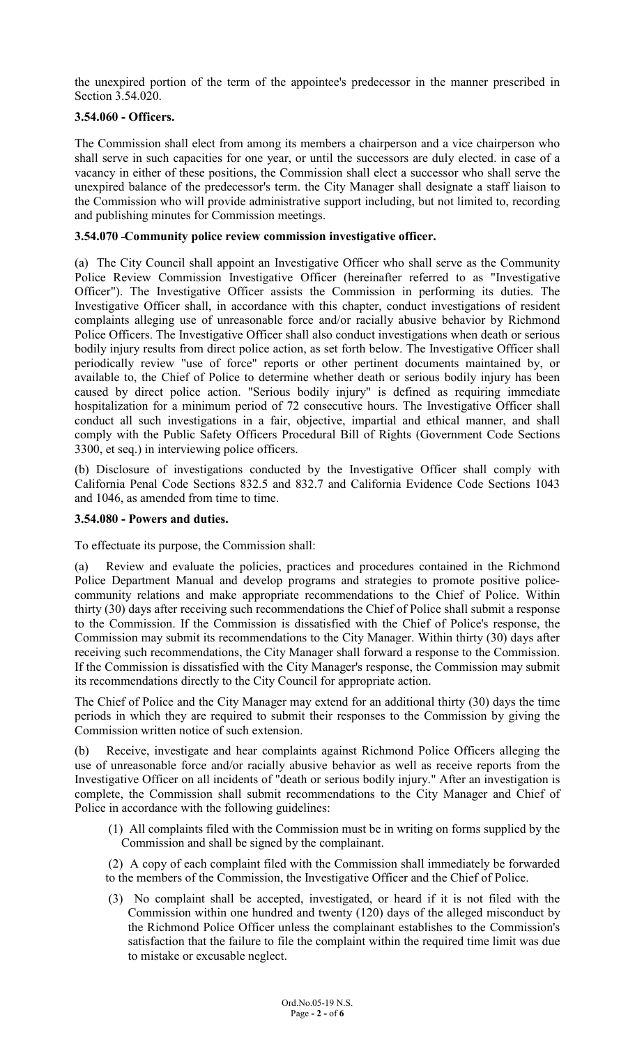the unexpired portion of the term of the appointee's predecessor in the manner prescribed in Section 3.54.020.

### 3.54.060 - Officers.

The Commission shall elect from among its members a chairperson and a vice chairperson who shall serve in such capacities for one year, or until the successors are duly elected. in case of a vacancy in either of these positions, the Commission shall elect a successor who shall serve the unexpired balance of the predecessor's term. the City Manager shall designate a staff liaison to the Commission who will provide administrative support including, but not limited to, recording and publishing minutes for Commission meetings.

### 3.54.070 -Community police review commission investigative officer.

(a) The City Council shall appoint an Investigative Officer who shall serve as the Community Police Review Commission Investigative Officer (hereinafter referred to as "Investigative Officer"). The Investigative Officer assists the Commission in performing its duties. The Investigative Officer shall, in accordance with this chapter, conduct investigations of resident complaints alleging use of unreasonable force and/or racially abusive behavior by Richmond Police Officers. The Investigative Officer shall also conduct investigations when death or serious bodily injury results from direct police action, as set forth below. The Investigative Officer shall periodically review "use of force" reports or other pertinent documents maintained by, or available to, the Chief of Police to determine whether death or serious bodily injury has been caused by direct police action. "Serious bodily injury" is defined as requiring immediate hospitalization for a minimum period of 72 consecutive hours. The Investigative Officer shall conduct all such investigations in a fair, objective, impartial and ethical manner, and shall comply with the Public Safety Officers Procedural Bill of Rights (Government Code Sections 3300, et seq.) in interviewing police officers.

(b) Disclosure of investigations conducted by the Investigative Officer shall comply with California Penal Code Sections 832.5 and 832.7 and California Evidence Code Sections 1043 and 1046, as amended from time to time.

### 3.54.080 - Powers and duties.

To effectuate its purpose, the Commission shall:

(a) Review and evaluate the policies, practices and procedures contained in the Richmond Police Department Manual and develop programs and strategies to promote positive police-community relations and make appropriate recommendations to the Chief of Police. Within thirty (30) days after receiving such recommendations the Chief of Police shall submit a response to the Commission. If the Commission is dissatisfied with the Chief of Police's response, the Commission may submit its recommendations to the City Manager. Within thirty (30) days after receiving such recommendations, the City Manager shall forward a response to the Commission. If the Commission is dissatisfied with the City Manager's response, the Commission may submit its recommendations directly to the City Council for appropriate action.

The Chief of Police and the City Manager may extend for an additional thirty (30) days the time periods in which they are required to submit their responses to the Commission by giving the Commission written notice of such extension.

(b) Receive, investigate and hear complaints against Richmond Police Officers alleging the use of unreasonable force and/or racially abusive behavior as well as receive reports from the Investigative Officer on all incidents of "death or serious bodily injury." After an investigation is complete, the Commission shall submit recommendations to the City Manager and Chief of Police in accordance with the following guidelines:

(1) All complaints filed with the Commission must be in writing on forms supplied by the Commission and shall be signed by the complainant.

(2) A copy of each complaint filed with the Commission shall immediately be forwarded to the members of the Commission, the Investigative Officer and the Chief of Police.

(3) No complaint shall be accepted, investigated, or heard if it is not filed with the Commission within one hundred and twenty (120) days of the alleged misconduct by the Richmond Police Officer unless the complainant establishes to the Commission's satisfaction that the failure to file the complaint within the required time limit was due to mistake or excusable neglect.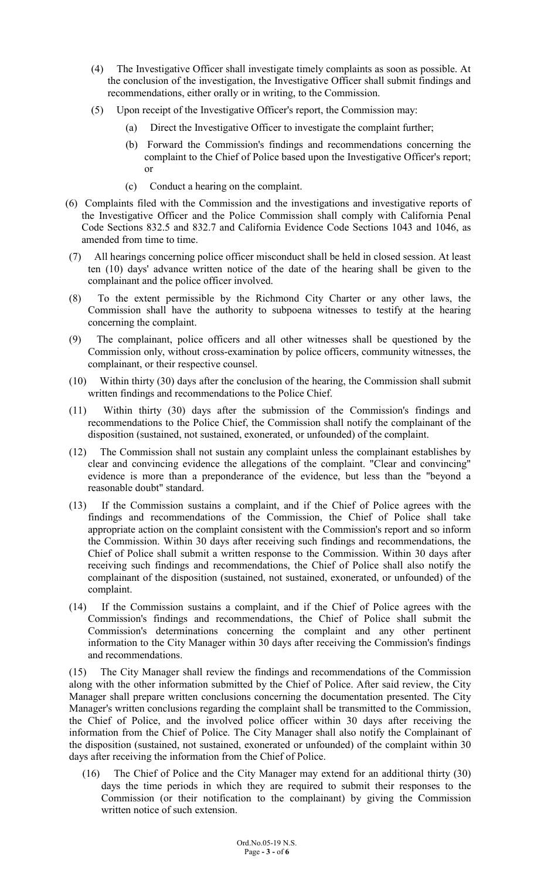(4) The Investigative Officer shall investigate timely complaints as soon as possible. At the conclusion of the investigation, the Investigative Officer shall submit findings and recommendations, either orally or in writing, to the Commission.

(5) Upon receipt of the Investigative Officer's report, the Commission may:

(a) Direct the Investigative Officer to investigate the complaint further;

(b) Forward the Commission's findings and recommendations concerning the complaint to the Chief of Police based upon the Investigative Officer's report; or

(c) Conduct a hearing on the complaint.

(6) Complaints filed with the Commission and the investigations and investigative reports of the Investigative Officer and the Police Commission shall comply with California Penal Code Sections 832.5 and 832.7 and California Evidence Code Sections 1043 and 1046, as amended from time to time.

(7) All hearings concerning police officer misconduct shall be held in closed session. At least ten (10) days' advance written notice of the date of the hearing shall be given to the complainant and the police officer involved.

(8) To the extent permissible by the Richmond City Charter or any other laws, the Commission shall have the authority to subpoena witnesses to testify at the hearing concerning the complaint.

(9) The complainant, police officers and all other witnesses shall be questioned by the Commission only, without cross-examination by police officers, community witnesses, the complainant, or their respective counsel.

(10) Within thirty (30) days after the conclusion of the hearing, the Commission shall submit written findings and recommendations to the Police Chief.

(11) Within thirty (30) days after the submission of the Commission's findings and recommendations to the Police Chief, the Commission shall notify the complainant of the disposition (sustained, not sustained, exonerated, or unfounded) of the complaint.

(12) The Commission shall not sustain any complaint unless the complainant establishes by clear and convincing evidence the allegations of the complaint. "Clear and convincing" evidence is more than a preponderance of the evidence, but less than the "beyond a reasonable doubt" standard.

(13) If the Commission sustains a complaint, and if the Chief of Police agrees with the findings and recommendations of the Commission, the Chief of Police shall take appropriate action on the complaint consistent with the Commission's report and so inform the Commission. Within 30 days after receiving such findings and recommendations, the Chief of Police shall submit a written response to the Commission. Within 30 days after receiving such findings and recommendations, the Chief of Police shall also notify the complainant of the disposition (sustained, not sustained, exonerated, or unfounded) of the complaint.

(14) If the Commission sustains a complaint, and if the Chief of Police agrees with the Commission's findings and recommendations, the Chief of Police shall submit the Commission's determinations concerning the complaint and any other pertinent information to the City Manager within 30 days after receiving the Commission's findings and recommendations.

(15) The City Manager shall review the findings and recommendations of the Commission along with the other information submitted by the Chief of Police. After said review, the City Manager shall prepare written conclusions concerning the documentation presented. The City Manager's written conclusions regarding the complaint shall be transmitted to the Commission, the Chief of Police, and the involved police officer within 30 days after receiving the information from the Chief of Police. The City Manager shall also notify the Complainant of the disposition (sustained, not sustained, exonerated or unfounded) of the complaint within 30 days after receiving the information from the Chief of Police.

(16) The Chief of Police and the City Manager may extend for an additional thirty (30) days the time periods in which they are required to submit their responses to the Commission (or their notification to the complainant) by giving the Commission written notice of such extension.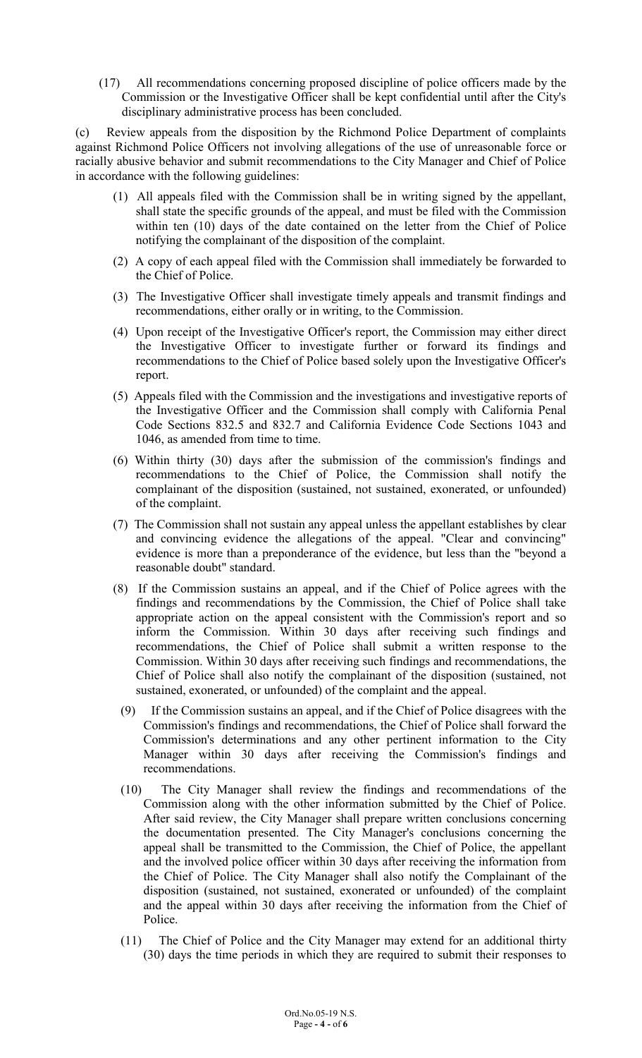(17) All recommendations concerning proposed discipline of police officers made by the Commission or the Investigative Officer shall be kept confidential until after the City's disciplinary administrative process has been concluded.

(c) Review appeals from the disposition by the Richmond Police Department of complaints against Richmond Police Officers not involving allegations of the use of unreasonable force or racially abusive behavior and submit recommendations to the City Manager and Chief of Police in accordance with the following guidelines:

(1) All appeals filed with the Commission shall be in writing signed by the appellant, shall state the specific grounds of the appeal, and must be filed with the Commission within ten (10) days of the date contained on the letter from the Chief of Police notifying the complainant of the disposition of the complaint.

(2) A copy of each appeal filed with the Commission shall immediately be forwarded to the Chief of Police.

(3) The Investigative Officer shall investigate timely appeals and transmit findings and recommendations, either orally or in writing, to the Commission.

(4) Upon receipt of the Investigative Officer's report, the Commission may either direct the Investigative Officer to investigate further or forward its findings and recommendations to the Chief of Police based solely upon the Investigative Officer's report.

(5) Appeals filed with the Commission and the investigations and investigative reports of the Investigative Officer and the Commission shall comply with California Penal Code Sections 832.5 and 832.7 and California Evidence Code Sections 1043 and 1046, as amended from time to time.

(6) Within thirty (30) days after the submission of the commission's findings and recommendations to the Chief of Police, the Commission shall notify the complainant of the disposition (sustained, not sustained, exonerated, or unfounded) of the complaint.

(7) The Commission shall not sustain any appeal unless the appellant establishes by clear and convincing evidence the allegations of the appeal. "Clear and convincing" evidence is more than a preponderance of the evidence, but less than the "beyond a reasonable doubt" standard.

(8) If the Commission sustains an appeal, and if the Chief of Police agrees with the findings and recommendations by the Commission, the Chief of Police shall take appropriate action on the appeal consistent with the Commission's report and so inform the Commission. Within 30 days after receiving such findings and recommendations, the Chief of Police shall submit a written response to the Commission. Within 30 days after receiving such findings and recommendations, the Chief of Police shall also notify the complainant of the disposition (sustained, not sustained, exonerated, or unfounded) of the complaint and the appeal.

(9) If the Commission sustains an appeal, and if the Chief of Police disagrees with the Commission's findings and recommendations, the Chief of Police shall forward the Commission's determinations and any other pertinent information to the City Manager within 30 days after receiving the Commission's findings and recommendations.

(10) The City Manager shall review the findings and recommendations of the Commission along with the other information submitted by the Chief of Police. After said review, the City Manager shall prepare written conclusions concerning the documentation presented. The City Manager's conclusions concerning the appeal shall be transmitted to the Commission, the Chief of Police, the appellant and the involved police officer within 30 days after receiving the information from the Chief of Police. The City Manager shall also notify the Complainant of the disposition (sustained, not sustained, exonerated or unfounded) of the complaint and the appeal within 30 days after receiving the information from the Chief of Police.

(11) The Chief of Police and the City Manager may extend for an additional thirty (30) days the time periods in which they are required to submit their responses to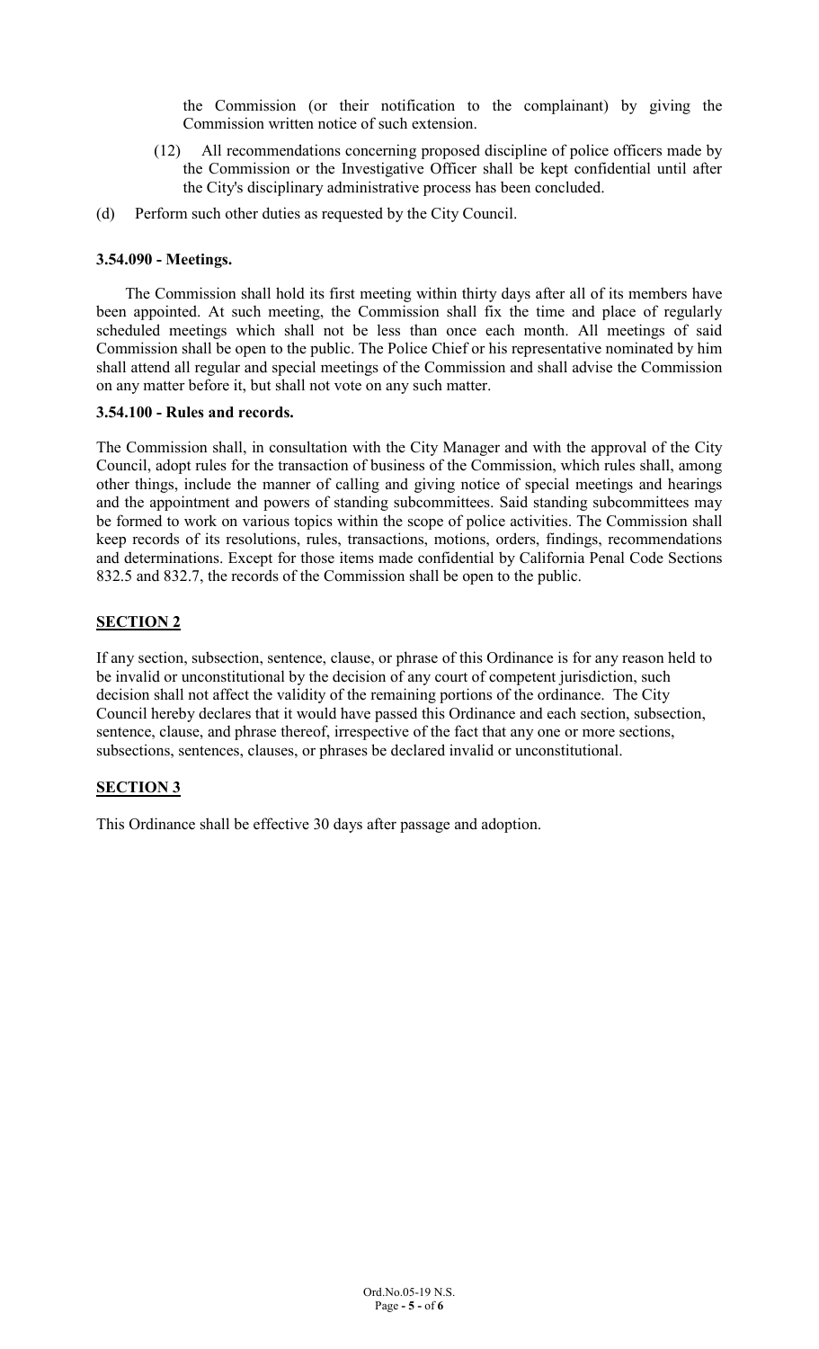the Commission (or their notification to the complainant) by giving the Commission written notice of such extension.

(12) All recommendations concerning proposed discipline of police officers made by the Commission or the Investigative Officer shall be kept confidential until after the City's disciplinary administrative process has been concluded.

(d) Perform such other duties as requested by the City Council.

**3.54.090 - Meetings.**

The Commission shall hold its first meeting within thirty days after all of its members have been appointed. At such meeting, the Commission shall fix the time and place of regularly scheduled meetings which shall not be less than once each month. All meetings of said Commission shall be open to the public. The Police Chief or his representative nominated by him shall attend all regular and special meetings of the Commission and shall advise the Commission on any matter before it, but shall not vote on any such matter.

**3.54.100 - Rules and records.**

The Commission shall, in consultation with the City Manager and with the approval of the City Council, adopt rules for the transaction of business of the Commission, which rules shall, among other things, include the manner of calling and giving notice of special meetings and hearings and the appointment and powers of standing subcommittees. Said standing subcommittees may be formed to work on various topics within the scope of police activities. The Commission shall keep records of its resolutions, rules, transactions, motions, orders, findings, recommendations and determinations. Except for those items made confidential by California Penal Code Sections 832.5 and 832.7, the records of the Commission shall be open to the public.

**SECTION 2**

If any section, subsection, sentence, clause, or phrase of this Ordinance is for any reason held to be invalid or unconstitutional by the decision of any court of competent jurisdiction, such decision shall not affect the validity of the remaining portions of the ordinance. The City Council hereby declares that it would have passed this Ordinance and each section, subsection, sentence, clause, and phrase thereof, irrespective of the fact that any one or more sections, subsections, sentences, clauses, or phrases be declared invalid or unconstitutional.

**SECTION 3**

This Ordinance shall be effective 30 days after passage and adoption.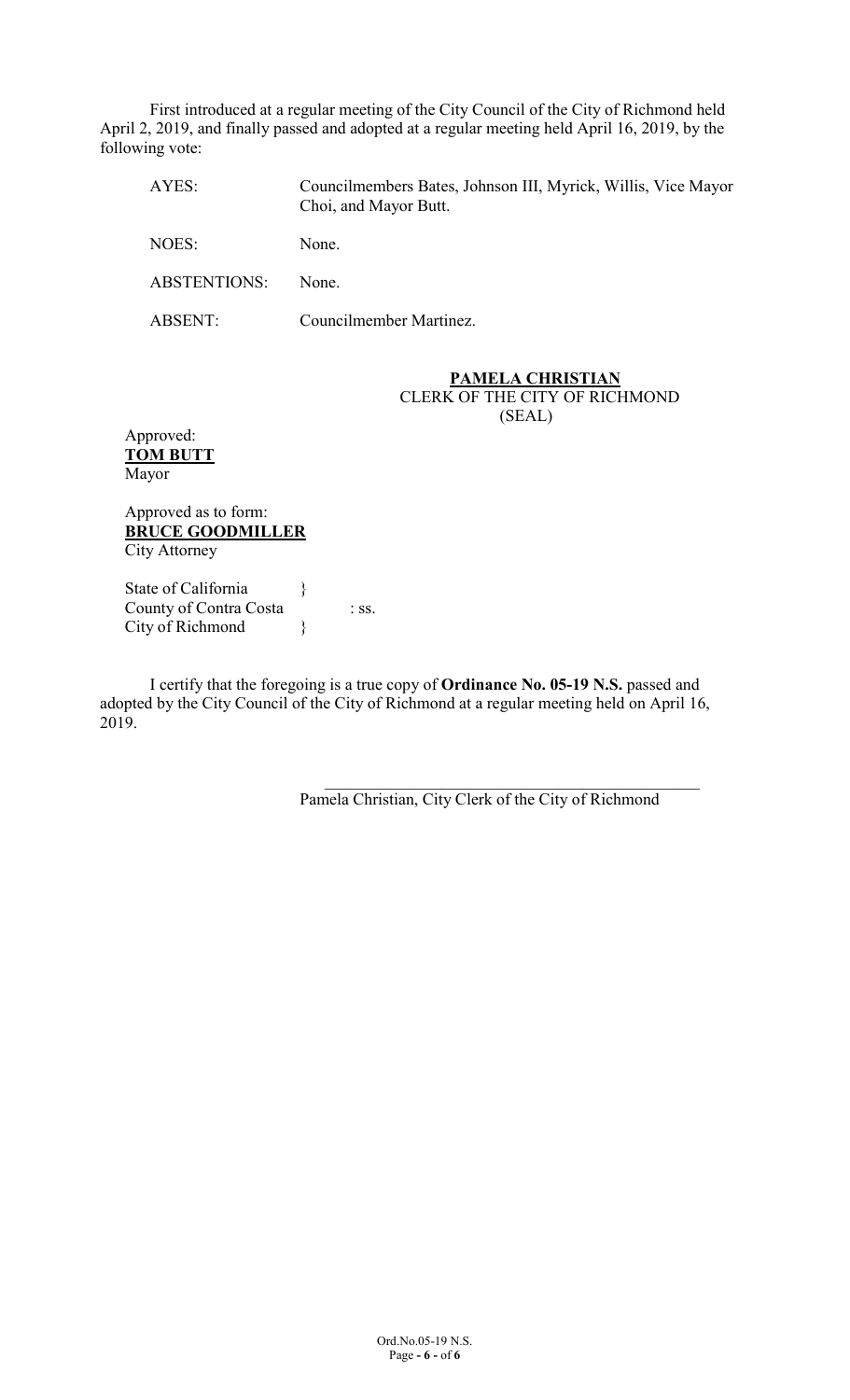First introduced at a regular meeting of the City Council of the City of Richmond held April 2, 2019, and finally passed and adopted at a regular meeting held April 16, 2019, by the following vote:

| | |
|---|---|
| AYES: | Councilmembers Bates, Johnson III, Myrick, Willis, Vice Mayor Choi, and Mayor Butt. |
| NOES: | None. |
| ABSTENTIONS: | None. |
| ABSENT: | Councilmember Martinez. |

**PAMELA CHRISTIAN**
CLERK OF THE CITY OF RICHMOND
(SEAL)

Approved:
**TOM BUTT**
Mayor

Approved as to form:
**BRUCE GOODMILLER**
City Attorney

State of California }
County of Contra Costa : ss.
City of Richmond }

I certify that the foregoing is a true copy of **Ordinance No. 05-19 N.S.** passed and adopted by the City Council of the City of Richmond at a regular meeting held on April 16, 2019.

\_\_\_\_\_\_\_\_\_\_\_\_\_\_\_\_\_\_\_\_\_\_\_\_\_\_\_\_\_\_\_\_\_\_\_\_\_\_\_\_
Pamela Christian, City Clerk of the City of Richmond